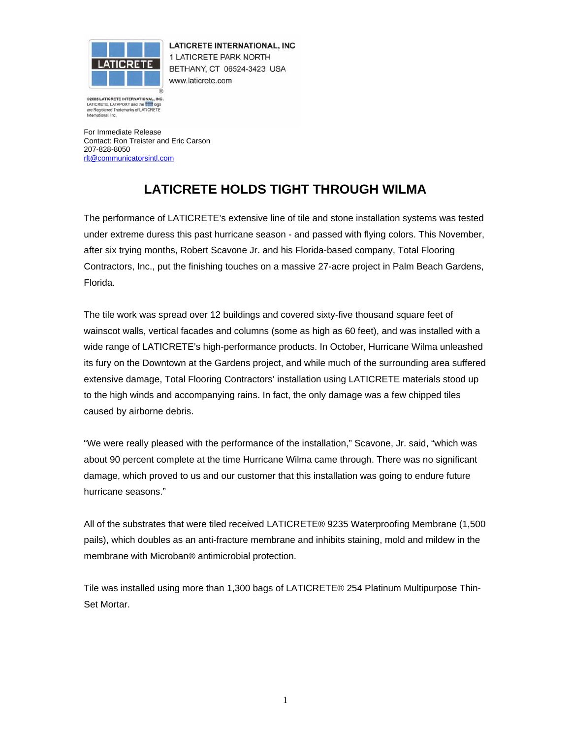LATICRETE INTERNATIONAL, INC
1 LATICRETE PARK NORTH
BETHANY, CT 06524-3423 USA
www.laticrete.com

©2005 LATICRETE INTERNATIONAL, INC.
LATICRETE, LATAPOXY and the logo are Registered Trademarks of LATICRETE International, Inc.

For Immediate Release
Contact: Ron Treister and Eric Carson
207-828-8050
rlt@communicatorsintl.com

# LATICRETE HOLDS TIGHT THROUGH WILMA

The performance of LATICRETE's extensive line of tile and stone installation systems was tested under extreme duress this past hurricane season - and passed with flying colors. This November, after six trying months, Robert Scavone Jr. and his Florida-based company, Total Flooring Contractors, Inc., put the finishing touches on a massive 27-acre project in Palm Beach Gardens, Florida.

The tile work was spread over 12 buildings and covered sixty-five thousand square feet of wainscot walls, vertical facades and columns (some as high as 60 feet), and was installed with a wide range of LATICRETE's high-performance products. In October, Hurricane Wilma unleashed its fury on the Downtown at the Gardens project, and while much of the surrounding area suffered extensive damage, Total Flooring Contractors' installation using LATICRETE materials stood up to the high winds and accompanying rains. In fact, the only damage was a few chipped tiles caused by airborne debris.

"We were really pleased with the performance of the installation," Scavone, Jr. said, "which was about 90 percent complete at the time Hurricane Wilma came through. There was no significant damage, which proved to us and our customer that this installation was going to endure future hurricane seasons."

All of the substrates that were tiled received LATICRETE® 9235 Waterproofing Membrane (1,500 pails), which doubles as an anti-fracture membrane and inhibits staining, mold and mildew in the membrane with Microban® antimicrobial protection.

Tile was installed using more than 1,300 bags of LATICRETE® 254 Platinum Multipurpose Thin-Set Mortar.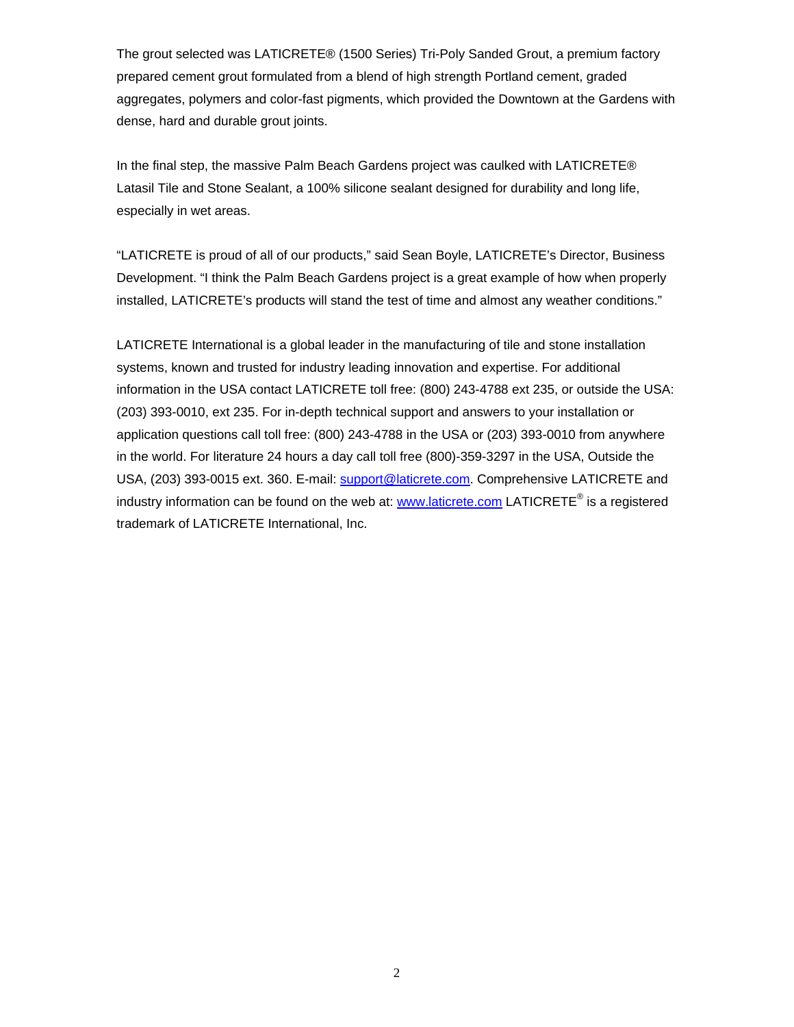The grout selected was LATICRETE® (1500 Series) Tri-Poly Sanded Grout, a premium factory prepared cement grout formulated from a blend of high strength Portland cement, graded aggregates, polymers and color-fast pigments, which provided the Downtown at the Gardens with dense, hard and durable grout joints.

In the final step, the massive Palm Beach Gardens project was caulked with LATICRETE® Latasil Tile and Stone Sealant, a 100% silicone sealant designed for durability and long life, especially in wet areas.

"LATICRETE is proud of all of our products," said Sean Boyle, LATICRETE's Director, Business Development. "I think the Palm Beach Gardens project is a great example of how when properly installed, LATICRETE's products will stand the test of time and almost any weather conditions."

LATICRETE International is a global leader in the manufacturing of tile and stone installation systems, known and trusted for industry leading innovation and expertise. For additional information in the USA contact LATICRETE toll free: (800) 243-4788 ext 235, or outside the USA: (203) 393-0010, ext 235. For in-depth technical support and answers to your installation or application questions call toll free: (800) 243-4788 in the USA or (203) 393-0010 from anywhere in the world. For literature 24 hours a day call toll free (800)-359-3297 in the USA, Outside the USA, (203) 393-0015 ext. 360. E-mail: support@laticrete.com. Comprehensive LATICRETE and industry information can be found on the web at: www.laticrete.com LATICRETE® is a registered trademark of LATICRETE International, Inc.